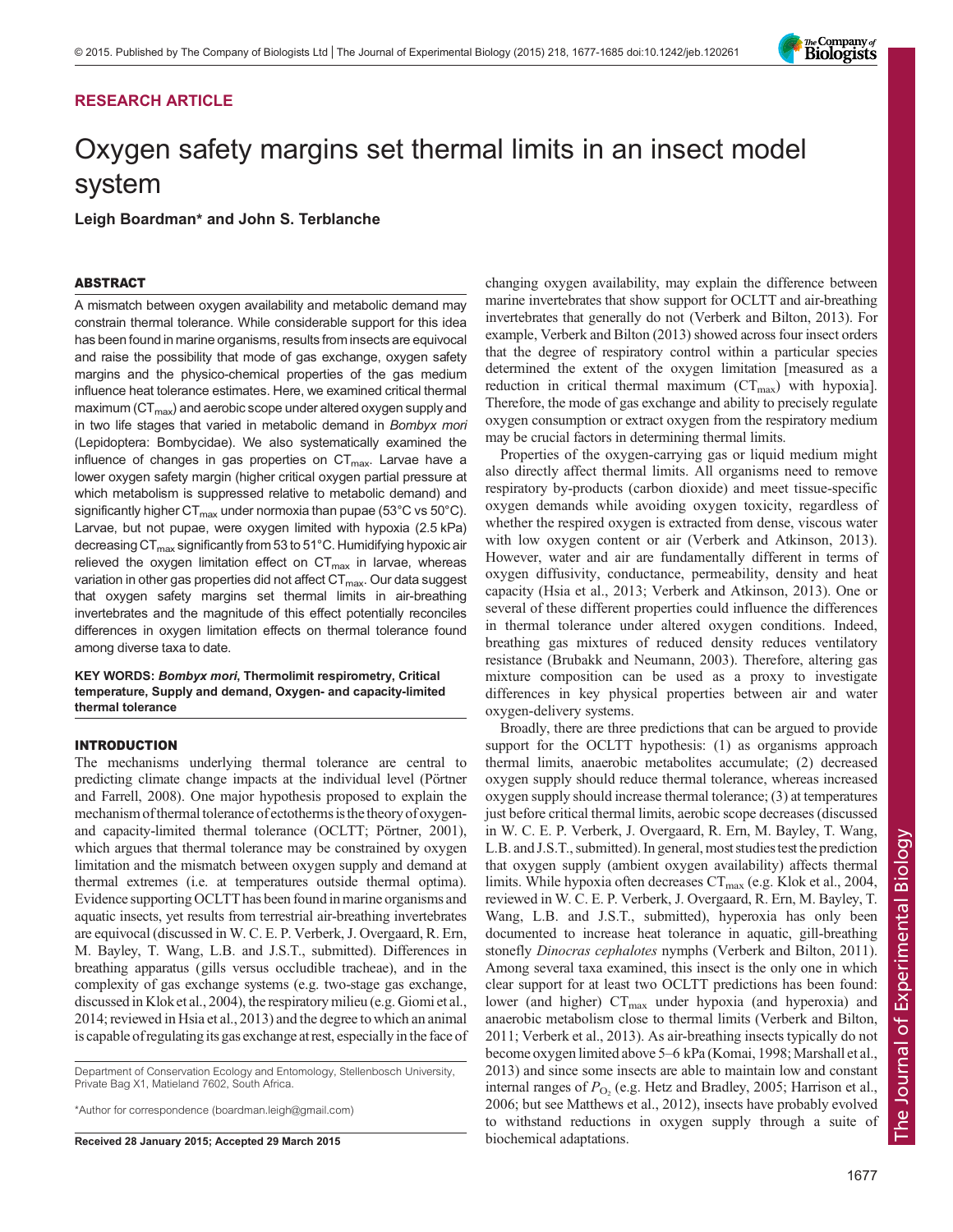RESEARCH ARTICLE

# Oxygen safety margins set thermal limits in an insect model system

**Leigh Boardman* and John S. Terblanche**

## ABSTRACT

A mismatch between oxygen availability and metabolic demand may constrain thermal tolerance. While considerable support for this idea has been found in marine organisms, results from insects are equivocal and raise the possibility that mode of gas exchange, oxygen safety margins and the physico-chemical properties of the gas medium influence heat tolerance estimates. Here, we examined critical thermal maximum ($CT_{max}$) and aerobic scope under altered oxygen supply and in two life stages that varied in metabolic demand in *Bombyx mori* (Lepidoptera: Bombycidae). We also systematically examined the influence of changes in gas properties on $CT_{max}$. Larvae have a lower oxygen safety margin (higher critical oxygen partial pressure at which metabolism is suppressed relative to metabolic demand) and significantly higher $CT_{max}$ under normoxia than pupae (53°C vs 50°C). Larvae, but not pupae, were oxygen limited with hypoxia (2.5 kPa) decreasing $CT_{max}$ significantly from 53 to 51°C. Humidifying hypoxic air relieved the oxygen limitation effect on $CT_{max}$ in larvae, whereas variation in other gas properties did not affect $CT_{max}$. Our data suggest that oxygen safety margins set thermal limits in air-breathing invertebrates and the magnitude of this effect potentially reconciles differences in oxygen limitation effects on thermal tolerance found among diverse taxa to date.

**KEY WORDS: *Bombyx mori*, Thermolimit respirometry, Critical temperature, Supply and demand, Oxygen- and capacity-limited thermal tolerance**

## INTRODUCTION

The mechanisms underlying thermal tolerance are central to predicting climate change impacts at the individual level (Pörtner and Farrell, 2008). One major hypothesis proposed to explain the mechanism of thermal tolerance of ectotherms is the theory of oxygen- and capacity-limited thermal tolerance (OCLTT; Pörtner, 2001), which argues that thermal tolerance may be constrained by oxygen limitation and the mismatch between oxygen supply and demand at thermal extremes (i.e. at temperatures outside thermal optima). Evidence supporting OCLTT has been found in marine organisms and aquatic insects, yet results from terrestrial air-breathing invertebrates are equivocal (discussed in W. C. E. P. Verberk, J. Overgaard, R. Ern, M. Bayley, T. Wang, L.B. and J.S.T., submitted). Differences in breathing apparatus (gills versus occludible tracheae), and in the complexity of gas exchange systems (e.g. two-stage gas exchange, discussed in Klok et al., 2004), the respiratory milieu (e.g. Giomi et al., 2014; reviewed in Hsia et al., 2013) and the degree to which an animal is capable of regulating its gas exchange at rest, especially in the face of changing oxygen availability, may explain the difference between marine invertebrates that show support for OCLTT and air-breathing invertebrates that generally do not (Verberk and Bilton, 2013). For example, Verberk and Bilton (2013) showed across four insect orders that the degree of respiratory control within a particular species determined the extent of the oxygen limitation [measured as a reduction in critical thermal maximum ($CT_{max}$) with hypoxia]. Therefore, the mode of gas exchange and ability to precisely regulate oxygen consumption or extract oxygen from the respiratory medium may be crucial factors in determining thermal limits.

Properties of the oxygen-carrying gas or liquid medium might also directly affect thermal limits. All organisms need to remove respiratory by-products (carbon dioxide) and meet tissue-specific oxygen demands while avoiding oxygen toxicity, regardless of whether the respired oxygen is extracted from dense, viscous water with low oxygen content or air (Verberk and Atkinson, 2013). However, water and air are fundamentally different in terms of oxygen diffusivity, conductance, permeability, density and heat capacity (Hsia et al., 2013; Verberk and Atkinson, 2013). One or several of these different properties could influence the differences in thermal tolerance under altered oxygen conditions. Indeed, breathing gas mixtures of reduced density reduces ventilatory resistance (Brubakk and Neumann, 2003). Therefore, altering gas mixture composition can be used as a proxy to investigate differences in key physical properties between air and water oxygen-delivery systems.

Broadly, there are three predictions that can be argued to provide support for the OCLTT hypothesis: (1) as organisms approach thermal limits, anaerobic metabolites accumulate; (2) decreased oxygen supply should reduce thermal tolerance, whereas increased oxygen supply should increase thermal tolerance; (3) at temperatures just before critical thermal limits, aerobic scope decreases (discussed in W. C. E. P. Verberk, J. Overgaard, R. Ern, M. Bayley, T. Wang, L.B. and J.S.T., submitted). In general, most studies test the prediction that oxygen supply (ambient oxygen availability) affects thermal limits. While hypoxia often decreases $CT_{max}$ (e.g. Klok et al., 2004, reviewed in W. C. E. P. Verberk, J. Overgaard, R. Ern, M. Bayley, T. Wang, L.B. and J.S.T., submitted), hyperoxia has only been documented to increase heat tolerance in aquatic, gill-breathing stonefly *Dinocras cephalotes* nymphs (Verberk and Bilton, 2011). Among several taxa examined, this insect is the only one in which clear support for at least two OCLTT predictions has been found: lower (and higher) $CT_{max}$ under hypoxia (and hyperoxia) and anaerobic metabolism close to thermal limits (Verberk and Bilton, 2011; Verberk et al., 2013). As air-breathing insects typically do not become oxygen limited above 5–6 kPa (Komai, 1998; Marshall et al., 2013) and since some insects are able to maintain low and constant internal ranges of $P_{O_2}$ (e.g. Hetz and Bradley, 2005; Harrison et al., 2006; but see Matthews et al., 2012), insects have probably evolved to withstand reductions in oxygen supply through a suite of biochemical adaptations.

Department of Conservation Ecology and Entomology, Stellenbosch University, Private Bag X1, Matieland 7602, South Africa.

*Author for correspondence (boardman.leigh@gmail.com)

**Received 28 January 2015; Accepted 29 March 2015**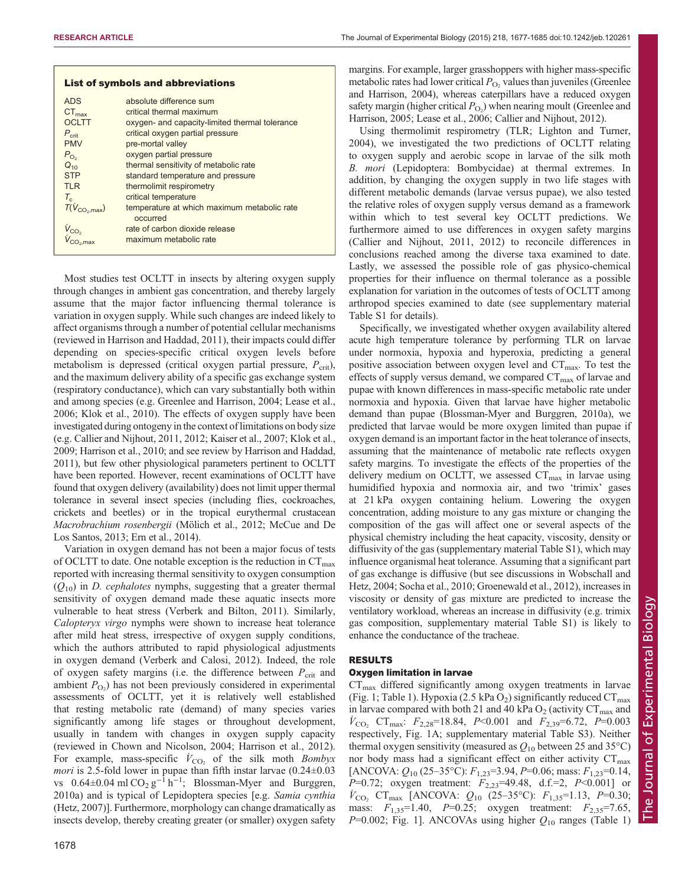**List of symbols and abbreviations**

| | |
|---|---|
| ADS | absolute difference sum |
| $CT_{max}$ | critical thermal maximum |
| OCLTT | oxygen- and capacity-limited thermal tolerance |
| $P_{crit}$ | critical oxygen partial pressure |
| PMV | pre-mortal valley |
| $P_{O_2}$ | oxygen partial pressure |
| $Q_{10}$ | thermal sensitivity of metabolic rate |
| STP | standard temperature and pressure |
| TLR | thermolimit respirometry |
| $T_c$ | critical temperature |
| $T(\dot{V}_{CO_2,max})$ | temperature at which maximum metabolic rate occurred |
| $\dot{V}_{CO_2}$ | rate of carbon dioxide release |
| $\dot{V}_{CO_2,max}$ | maximum metabolic rate |

Most studies test OCLTT in insects by altering oxygen supply through changes in ambient gas concentration, and thereby largely assume that the major factor influencing thermal tolerance is variation in oxygen supply. While such changes are indeed likely to affect organisms through a number of potential cellular mechanisms (reviewed in Harrison and Haddad, 2011), their impacts could differ depending on species-specific critical oxygen levels before metabolism is depressed (critical oxygen partial pressure, $P_{crit}$), and the maximum delivery ability of a specific gas exchange system (respiratory conductance), which can vary substantially both within and among species (e.g. Greenlee and Harrison, 2004; Lease et al., 2006; Klok et al., 2010). The effects of oxygen supply have been investigated during ontogeny in the context of limitations on body size (e.g. Callier and Nijhout, 2011, 2012; Kaiser et al., 2007; Klok et al., 2009; Harrison et al., 2010; and see review by Harrison and Haddad, 2011), but few other physiological parameters pertinent to OCLTT have been reported. However, recent examinations of OCLTT have found that oxygen delivery (availability) does not limit upper thermal tolerance in several insect species (including flies, cockroaches, crickets and beetles) or in the tropical eurythermal crustacean *Macrobrachium rosenbergii* (Mölich et al., 2012; McCue and De Los Santos, 2013; Ern et al., 2014).

Variation in oxygen demand has not been a major focus of tests of OCLTT to date. One notable exception is the reduction in $CT_{max}$ reported with increasing thermal sensitivity to oxygen consumption ($Q_{10}$) in *D. cephalotes* nymphs, suggesting that a greater thermal sensitivity of oxygen demand made these aquatic insects more vulnerable to heat stress (Verberk and Bilton, 2011). Similarly, *Calopteryx virgo* nymphs were shown to increase heat tolerance after mild heat stress, irrespective of oxygen supply conditions, which the authors attributed to rapid physiological adjustments in oxygen demand (Verberk and Calosi, 2012). Indeed, the role of oxygen safety margins (i.e. the difference between $P_{crit}$ and ambient $P_{O_2}$) has not been previously considered in experimental assessments of OCLTT, yet it is relatively well established that resting metabolic rate (demand) of many species varies significantly among life stages or throughout development, usually in tandem with changes in oxygen supply capacity (reviewed in Chown and Nicolson, 2004; Harrison et al., 2012). For example, mass-specific $\dot{V}_{CO_2}$ of the silk moth *Bombyx mori* is 2.5-fold lower in pupae than fifth instar larvae (0.24±0.03 vs 0.64±0.04 ml $CO_2$ $g^{-1}$ $h^{-1}$; Blossman-Myer and Burggren, 2010a) and is typical of Lepidoptera species [e.g. *Samia cynthia* (Hetz, 2007)]. Furthermore, morphology can change dramatically as insects develop, thereby creating greater (or smaller) oxygen safety margins. For example, larger grasshoppers with higher mass-specific metabolic rates had lower critical $P_{O_2}$ values than juveniles (Greenlee and Harrison, 2004), whereas caterpillars have a reduced oxygen safety margin (higher critical $P_{O_2}$) when nearing moult (Greenlee and Harrison, 2005; Lease et al., 2006; Callier and Nijhout, 2012).

Using thermolimit respirometry (TLR; Lighton and Turner, 2004), we investigated the two predictions of OCLTT relating to oxygen supply and aerobic scope in larvae of the silk moth *B. mori* (Lepidoptera: Bombycidae) at thermal extremes. In addition, by changing the oxygen supply in two life stages with different metabolic demands (larvae versus pupae), we also tested the relative roles of oxygen supply versus demand as a framework within which to test several key OCLTT predictions. We furthermore aimed to use differences in oxygen safety margins (Callier and Nijhout, 2011, 2012) to reconcile differences in conclusions reached among the diverse taxa examined to date. Lastly, we assessed the possible role of gas physico-chemical properties for their influence on thermal tolerance as a possible explanation for variation in the outcomes of tests of OCLTT among arthropod species examined to date (see supplementary material Table S1 for details).

Specifically, we investigated whether oxygen availability altered acute high temperature tolerance by performing TLR on larvae under normoxia, hypoxia and hyperoxia, predicting a general positive association between oxygen level and $CT_{max}$. To test the effects of supply versus demand, we compared $CT_{max}$ of larvae and pupae with known differences in mass-specific metabolic rate under normoxia and hypoxia. Given that larvae have higher metabolic demand than pupae (Blossman-Myer and Burggren, 2010a), we predicted that larvae would be more oxygen limited than pupae if oxygen demand is an important factor in the heat tolerance of insects, assuming that the maintenance of metabolic rate reflects oxygen safety margins. To investigate the effects of the properties of the delivery medium on OCLTT, we assessed $CT_{max}$ in larvae using humidified hypoxia and normoxia air, and two 'trimix' gases at 21 kPa oxygen containing helium. Lowering the oxygen concentration, adding moisture to any gas mixture or changing the composition of the gas will affect one or several aspects of the physical chemistry including the heat capacity, viscosity, density or diffusivity of the gas (supplementary material Table S1), which may influence organismal heat tolerance. Assuming that a significant part of gas exchange is diffusive (but see discussions in Wobschall and Hetz, 2004; Socha et al., 2010; Groenewald et al., 2012), increases in viscosity or density of gas mixture are predicted to increase the ventilatory workload, whereas an increase in diffusivity (e.g. trimix gas composition, supplementary material Table S1) is likely to enhance the conductance of the tracheae.

## RESULTS

### Oxygen limitation in larvae

$CT_{max}$ differed significantly among oxygen treatments in larvae (Fig. 1; Table 1). Hypoxia (2.5 kPa $O_2$) significantly reduced $CT_{max}$ in larvae compared with both 21 and 40 kPa $O_2$ (activity $CT_{max}$ and $\dot{V}_{CO_2}$ $CT_{max}$: $F_{2,28}$=18.84, $P$<0.001 and $F_{2,39}$=6.72, $P$=0.003 respectively, Fig. 1A; supplementary material Table S3). Neither thermal oxygen sensitivity (measured as $Q_{10}$ between 25 and 35°C) nor body mass had a significant effect on either activity $CT_{max}$ [ANCOVA: $Q_{10}$ (25–35°C): $F_{1,23}$=3.94, $P$=0.06; mass: $F_{1,23}$=0.14, $P$=0.72; oxygen treatment: $F_{2,23}$=49.48, d.f.=2, $P$<0.001] or $\dot{V}_{CO_2}$ $CT_{max}$ [ANCOVA: $Q_{10}$ (25–35°C): $F_{1,35}$=1.13, $P$=0.30; mass: $F_{1,35}$=1.40, $P$=0.25; oxygen treatment: $F_{2,35}$=7.65, $P$=0.002; Fig. 1]. ANCOVAs using higher $Q_{10}$ ranges (Table 1)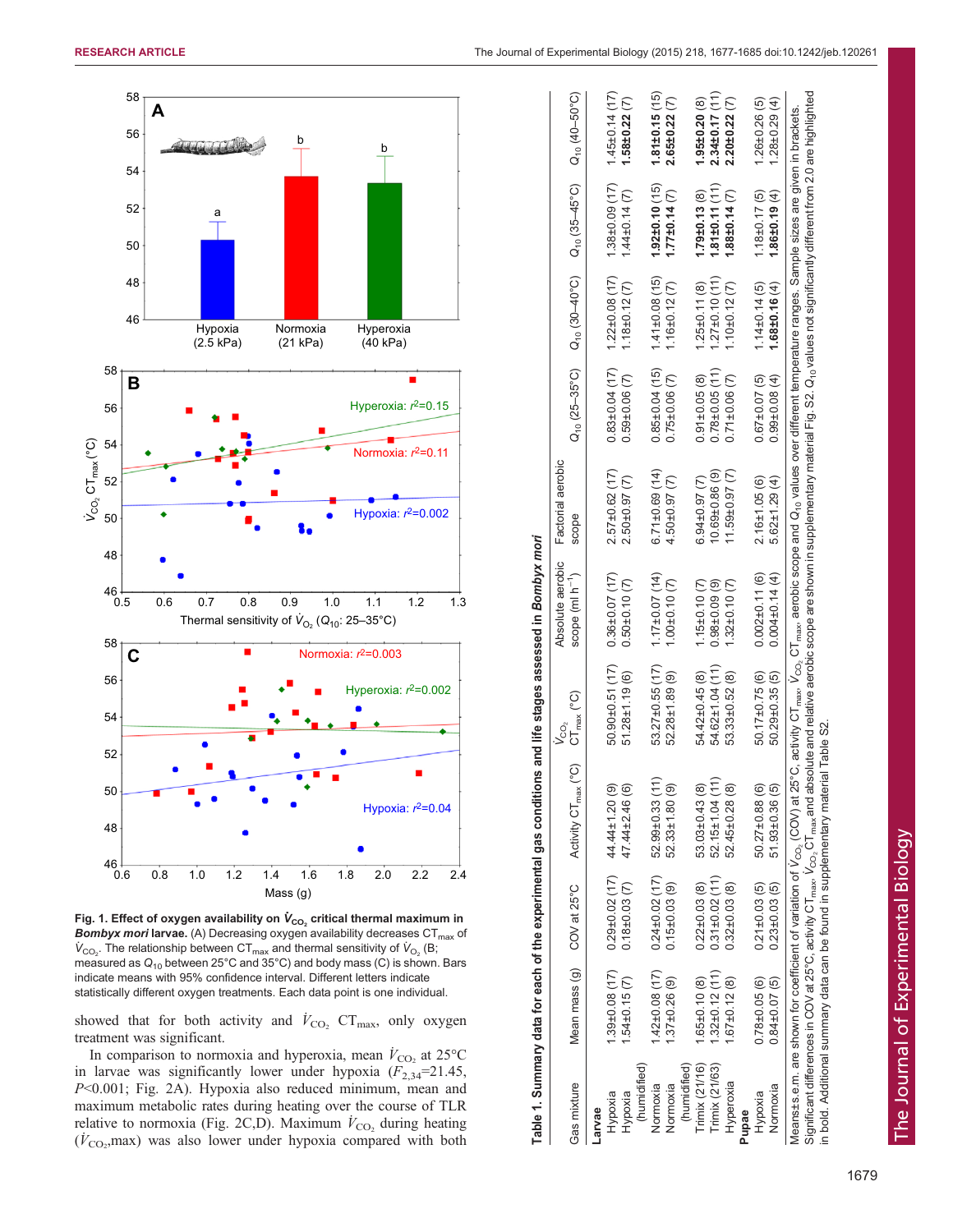**Fig. 1. Effect of oxygen availability on $\dot{V}_{CO_2}$ critical thermal maximum in *Bombyx mori* larvae.** (A) Decreasing oxygen availability decreases $CT_{max}$ of $\dot{V}_{CO_2}$. The relationship between $CT_{max}$ and thermal sensitivity of $\dot{V}_{O_2}$ (B; measured as $Q_{10}$ between 25°C and 35°C) and body mass (C) is shown. Bars indicate means with 95% confidence interval. Different letters indicate statistically different oxygen treatments. Each data point is one individual.

showed that for both activity and $\dot{V}_{CO_2}$ $CT_{max}$, only oxygen treatment was significant.

In comparison to normoxia and hyperoxia, mean $\dot{V}_{CO_2}$ at 25°C in larvae was significantly lower under hypoxia ($F_{2,34}$=21.45, $P$<0.001; Fig. 2A). Hypoxia also reduced minimum, mean and maximum metabolic rates during heating over the course of TLR relative to normoxia (Fig. 2C,D). Maximum $\dot{V}_{CO_2}$ during heating ($\dot{V}_{CO_2}$,max) was also lower under hypoxia compared with both

**Table 1. Summary data for each of the experimental gas conditions and life stages assessed in *Bombyx mori***

| Gas mixture | Mean mass (g) | COV at 25°C | Activity $CT_{max}$ (°C) | $\dot{V}_{CO_2}$ $CT_{max}$ (°C) | Absolute aerobic scope (ml h$^{-1}$) | Factorial aerobic scope | $Q_{10}$ (25–35°C) | $Q_{10}$ (30–40°C) | $Q_{10}$ (35–45°C) | $Q_{10}$ (40–50°C) |
|---|---|---|---|---|---|---|---|---|---|---|
| **Larvae** | | | | | | | | | | |
| Hypoxia | 1.39±0.08 (17) | 0.29±0.02 (17) | 44.44±1.20 (9) | 50.90±0.51 (17) | 0.36±0.07 (17) | 2.57±0.62 (17) | 0.83±0.04 (17) | 1.22±0.08 (17) | 1.38±0.09 (17) | 1.45±0.14 (17) |
| Hypoxia (humidified) | 1.54±0.15 (7) | 0.18±0.03 (7) | 47.44±2.46 (6) | 51.28±1.19 (6) | 0.50±0.10 (7) | 2.50±0.97 (7) | 0.59±0.06 (7) | 1.18±0.12 (7) | 1.44±0.14 (7) | **1.58±0.22** (7) |
| Normoxia | 1.42±0.08 (17) | 0.24±0.02 (17) | 52.99±0.33 (11) | 53.27±0.55 (17) | 1.17±0.07 (14) | 6.71±0.69 (14) | 0.85±0.04 (15) | 1.41±0.08 (15) | **1.92±0.10** (15) | **1.81±0.15** (15) |
| Normoxia (humidified) | 1.37±0.26 (9) | 0.15±0.03 (9) | 52.33±1.80 (9) | 52.28±1.89 (9) | 1.00±0.10 (7) | 4.50±0.97 (7) | 0.75±0.06 (7) | 1.16±0.12 (7) | **1.77±0.14** (7) | **2.65±0.22** (7) |
| Trimix (21/16) | 1.65±0.10 (8) | 0.22±0.03 (8) | 53.03±0.43 (8) | 54.42±0.45 (8) | 1.15±0.10 (7) | 6.94±0.97 (7) | 0.91±0.05 (8) | 1.25±0.11 (8) | **1.79±0.13** (8) | **1.95±0.20** (8) |
| Trimix (21/63) | 1.32±0.12 (11) | 0.31±0.02 (11) | 52.15±1.04 (11) | 54.62±1.04 (11) | 0.98±0.09 (9) | 10.69±0.86 (9) | 0.78±0.05 (11) | 1.27±0.10 (11) | **1.81±0.11** (11) | **2.34±0.17** (11) |
| Hyperoxia | 1.67±0.12 (8) | 0.32±0.03 (8) | 52.45±0.28 (8) | 53.33±0.52 (8) | 1.32±0.10 (7) | 11.59±0.97 (7) | 0.71±0.06 (7) | 1.10±0.12 (7) | **1.88±0.14** (7) | **2.20±0.22** (7) |
| **Pupae** | | | | | | | | | | |
| Hypoxia | 0.78±0.05 (6) | 0.21±0.03 (5) | 50.27±0.88 (6) | 50.17±0.75 (6) | 0.002±0.11 (6) | 2.16±1.05 (6) | 0.67±0.07 (5) | 1.14±0.14 (5) | 1.18±0.17 (5) | 1.26±0.26 (5) |
| Normoxia | 0.84±0.07 (5) | 0.23±0.03 (5) | 51.93±0.36 (5) | 50.29±0.35 (5) | 0.004±0.14 (4) | 5.62±1.29 (4) | 0.99±0.08 (4) | **1.68±0.16** (4) | **1.86±0.19** (4) | 1.28±0.29 (4) |

Means±s.e.m. are shown for coefficient of variation of $\dot{V}_{CO_2}$ (COV) at 25°C, activity $CT_{max}$, $\dot{V}_{CO_2}$ $CT_{max}$, aerobic scope and $Q_{10}$ values over different temperature ranges. Sample sizes are given in brackets. Significant differences in COV at 25°C, activity $CT_{max}$, $\dot{V}_{CO_2}$ $CT_{max}$ and absolute and relative aerobic scope are shown in supplementary material Fig. S2. $Q_{10}$ values not significantly different from 2.0 are highlighted in bold. Additional summary data can be found in supplementary material Table S2.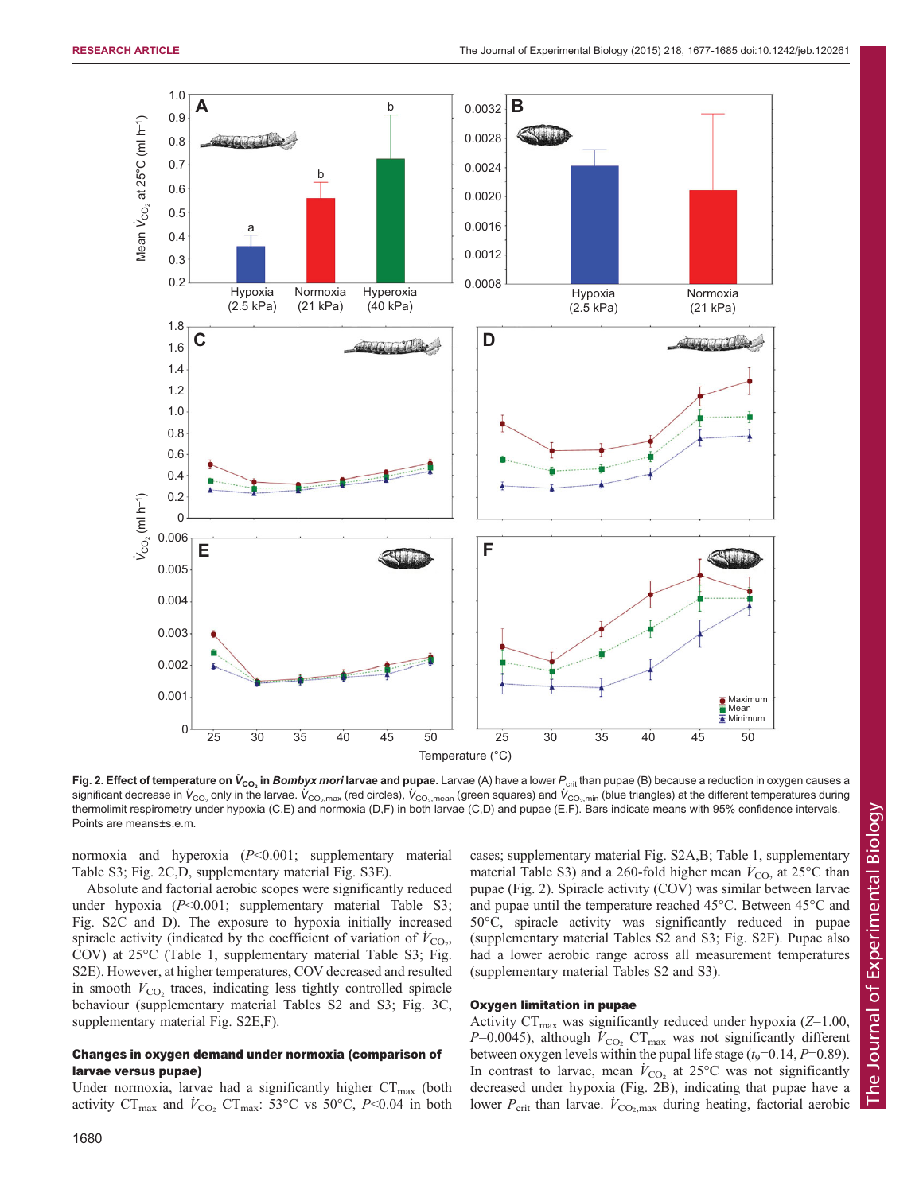**Fig. 2. Effect of temperature on $\dot{V}_{CO_2}$ in *Bombyx mori* larvae and pupae.** Larvae (A) have a lower $P_{crit}$ than pupae (B) because a reduction in oxygen causes a significant decrease in $\dot{V}_{CO_2}$ only in the larvae. $\dot{V}_{CO_2,max}$ (red circles), $\dot{V}_{CO_2,mean}$ (green squares) and $\dot{V}_{CO_2,min}$ (blue triangles) at the different temperatures during thermolimit respirometry under hypoxia (C,E) and normoxia (D,F) in both larvae (C,D) and pupae (E,F). Bars indicate means with 95% confidence intervals. Points are means±s.e.m.

normoxia and hyperoxia ($P$<0.001; supplementary material Table S3; Fig. 2C,D, supplementary material Fig. S3E).

Absolute and factorial aerobic scopes were significantly reduced under hypoxia ($P$<0.001; supplementary material Table S3; Fig. S2C and D). The exposure to hypoxia initially increased spiracle activity (indicated by the coefficient of variation of $\dot{V}_{CO_2}$, COV) at 25°C (Table 1, supplementary material Table S3; Fig. S2E). However, at higher temperatures, COV decreased and resulted in smooth $\dot{V}_{CO_2}$ traces, indicating less tightly controlled spiracle behaviour (supplementary material Tables S2 and S3; Fig. 3C, supplementary material Fig. S2E,F).

### Changes in oxygen demand under normoxia (comparison of larvae versus pupae)

Under normoxia, larvae had a significantly higher $CT_{max}$ (both activity $CT_{max}$ and $\dot{V}_{CO_2}$ $CT_{max}$: 53°C vs 50°C, $P$<0.04 in both cases; supplementary material Fig. S2A,B; Table 1, supplementary material Table S3) and a 260-fold higher mean $\dot{V}_{CO_2}$ at 25°C than pupae (Fig. 2). Spiracle activity (COV) was similar between larvae and pupae until the temperature reached 45°C. Between 45°C and 50°C, spiracle activity was significantly reduced in pupae (supplementary material Tables S2 and S3; Fig. S2F). Pupae also had a lower aerobic range across all measurement temperatures (supplementary material Tables S2 and S3).

### Oxygen limitation in pupae

Activity $CT_{max}$ was significantly reduced under hypoxia ($Z$=1.00, $P$=0.0045), although $\dot{V}_{CO_2}$ $CT_{max}$ was not significantly different between oxygen levels within the pupal life stage ($t_9$=0.14, $P$=0.89). In contrast to larvae, mean $\dot{V}_{CO_2}$ at 25°C was not significantly decreased under hypoxia (Fig. 2B), indicating that pupae have a lower $P_{crit}$ than larvae. $\dot{V}_{CO_2,max}$ during heating, factorial aerobic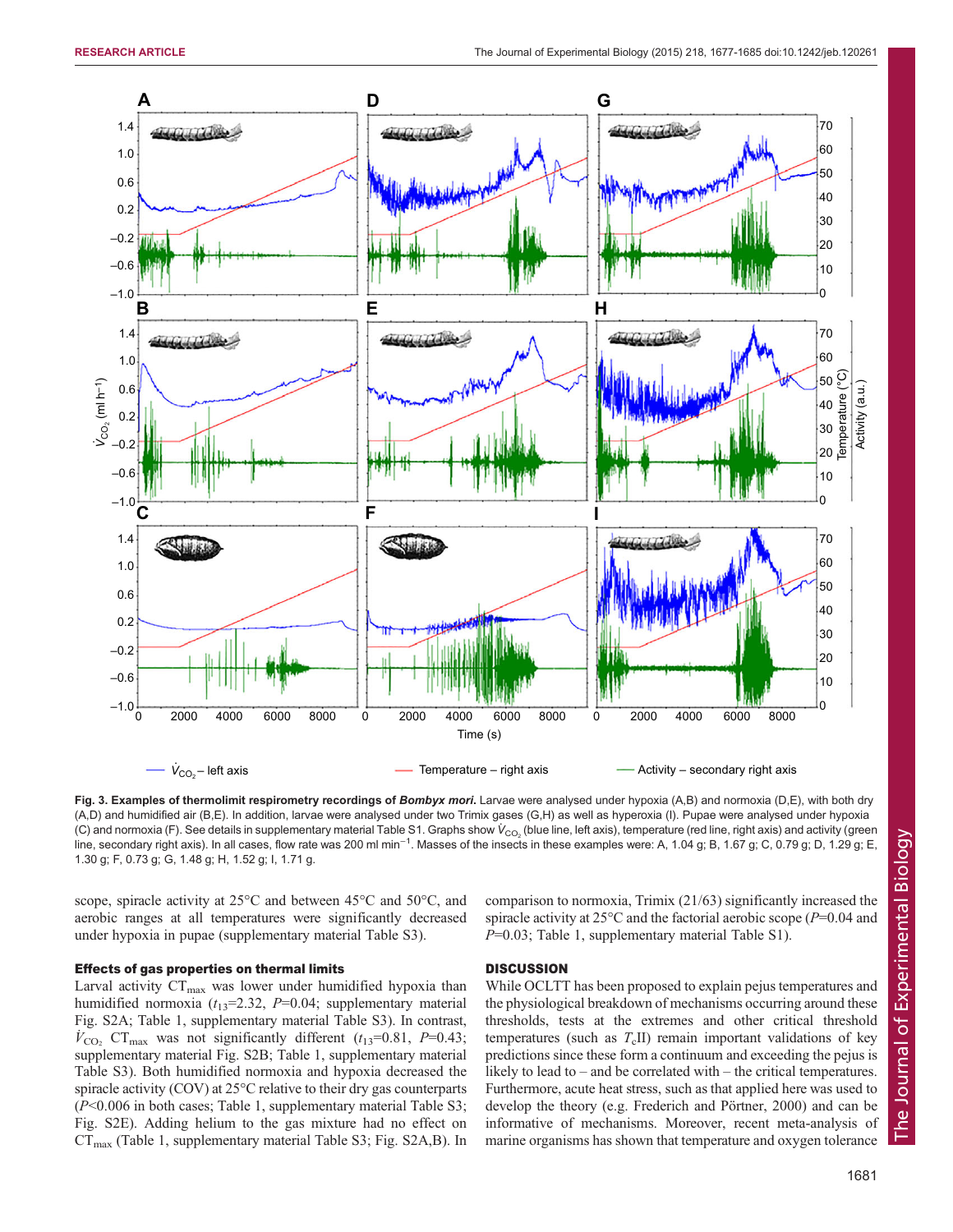**Fig. 3. Examples of thermolimit respirometry recordings of *Bombyx mori*.** Larvae were analysed under hypoxia (A,B) and normoxia (D,E), with both dry (A,D) and humidified air (B,E). In addition, larvae were analysed under two Trimix gases (G,H) as well as hyperoxia (I). Pupae were analysed under hypoxia (C) and normoxia (F). See details in supplementary material Table S1. Graphs show $\dot{V}_{CO_2}$ (blue line, left axis), temperature (red line, right axis) and activity (green line, secondary right axis). In all cases, flow rate was 200 ml min$^{-1}$. Masses of the insects in these examples were: A, 1.04 g; B, 1.67 g; C, 0.79 g; D, 1.29 g; E, 1.30 g; F, 0.73 g; G, 1.48 g; H, 1.52 g; I, 1.71 g.

scope, spiracle activity at 25°C and between 45°C and 50°C, and aerobic ranges at all temperatures were significantly decreased under hypoxia in pupae (supplementary material Table S3).

### Effects of gas properties on thermal limits

Larval activity $CT_{max}$ was lower under humidified hypoxia than humidified normoxia ($t_{13}$=2.32, $P$=0.04; supplementary material Fig. S2A; Table 1, supplementary material Table S3). In contrast, $\dot{V}_{CO_2}$ $CT_{max}$ was not significantly different ($t_{13}$=0.81, $P$=0.43; supplementary material Fig. S2B; Table 1, supplementary material Table S3). Both humidified normoxia and hypoxia decreased the spiracle activity (COV) at 25°C relative to their dry gas counterparts ($P$<0.006 in both cases; Table 1, supplementary material Table S3; Fig. S2E). Adding helium to the gas mixture had no effect on $CT_{max}$ (Table 1, supplementary material Table S3; Fig. S2A,B). In comparison to normoxia, Trimix (21/63) significantly increased the spiracle activity at 25°C and the factorial aerobic scope ($P$=0.04 and $P$=0.03; Table 1, supplementary material Table S1).

## DISCUSSION

While OCLTT has been proposed to explain pejus temperatures and the physiological breakdown of mechanisms occurring around these thresholds, tests at the extremes and other critical threshold temperatures (such as $T_c$II) remain important validations of key predictions since these form a continuum and exceeding the pejus is likely to lead to – and be correlated with – the critical temperatures. Furthermore, acute heat stress, such as that applied here was used to develop the theory (e.g. Frederich and Pörtner, 2000) and can be informative of mechanisms. Moreover, recent meta-analysis of marine organisms has shown that temperature and oxygen tolerance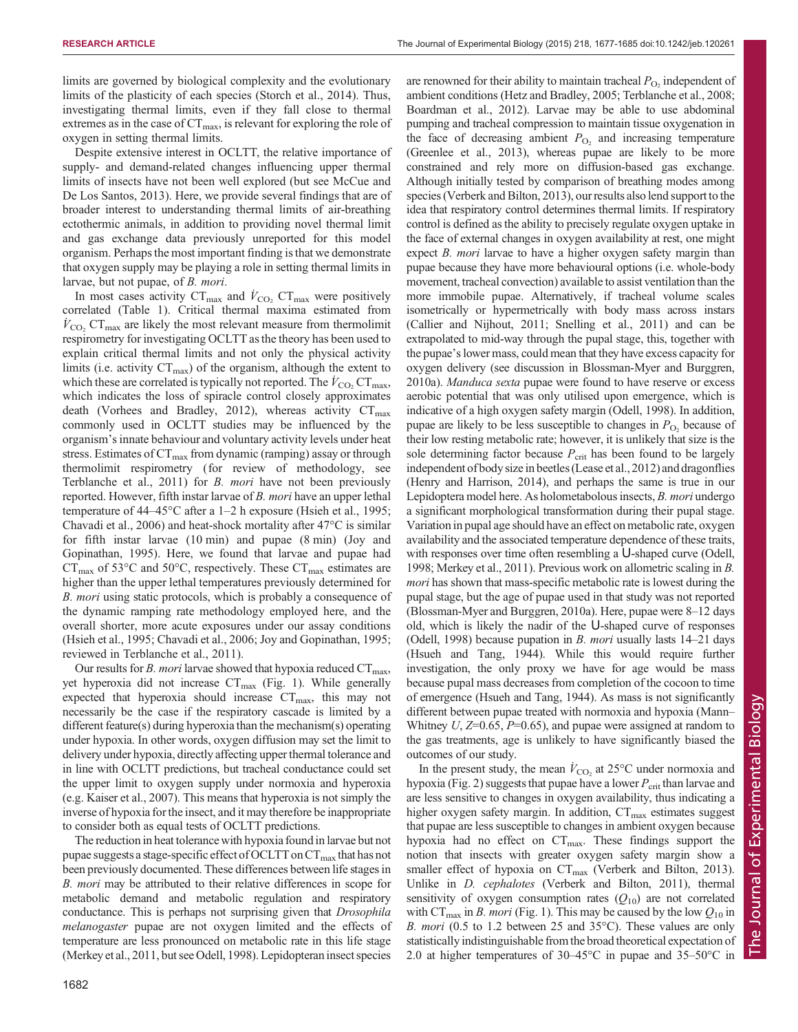limits are governed by biological complexity and the evolutionary limits of the plasticity of each species (Storch et al., 2014). Thus, investigating thermal limits, even if they fall close to thermal extremes as in the case of $CT_{max}$, is relevant for exploring the role of oxygen in setting thermal limits.

Despite extensive interest in OCLTT, the relative importance of supply- and demand-related changes influencing upper thermal limits of insects have not been well explored (but see McCue and De Los Santos, 2013). Here, we provide several findings that are of broader interest to understanding thermal limits of air-breathing ectothermic animals, in addition to providing novel thermal limit and gas exchange data previously unreported for this model organism. Perhaps the most important finding is that we demonstrate that oxygen supply may be playing a role in setting thermal limits in larvae, but not pupae, of *B. mori*.

In most cases activity $CT_{max}$ and $\dot{V}_{CO_2}$ $CT_{max}$ were positively correlated (Table 1). Critical thermal maxima estimated from $\dot{V}_{CO_2}$ $CT_{max}$ are likely the most relevant measure from thermolimit respirometry for investigating OCLTT as the theory has been used to explain critical thermal limits and not only the physical activity limits (i.e. activity $CT_{max}$) of the organism, although the extent to which these are correlated is typically not reported. The $\dot{V}_{CO_2}$ $CT_{max}$, which indicates the loss of spiracle control closely approximates death (Vorhees and Bradley, 2012), whereas activity $CT_{max}$ commonly used in OCLTT studies may be influenced by the organism's innate behaviour and voluntary activity levels under heat stress. Estimates of $CT_{max}$ from dynamic (ramping) assay or through thermolimit respirometry (for review of methodology, see Terblanche et al., 2011) for *B. mori* have not been previously reported. However, fifth instar larvae of *B. mori* have an upper lethal temperature of 44–45°C after a 1–2 h exposure (Hsieh et al., 1995; Chavadi et al., 2006) and heat-shock mortality after 47°C is similar for fifth instar larvae (10 min) and pupae (8 min) (Joy and Gopinathan, 1995). Here, we found that larvae and pupae had $CT_{max}$ of 53°C and 50°C, respectively. These $CT_{max}$ estimates are higher than the upper lethal temperatures previously determined for *B. mori* using static protocols, which is probably a consequence of the dynamic ramping rate methodology employed here, and the overall shorter, more acute exposures under our assay conditions (Hsieh et al., 1995; Chavadi et al., 2006; Joy and Gopinathan, 1995; reviewed in Terblanche et al., 2011).

Our results for *B. mori* larvae showed that hypoxia reduced $CT_{max}$, yet hyperoxia did not increase $CT_{max}$ (Fig. 1). While generally expected that hyperoxia should increase $CT_{max}$, this may not necessarily be the case if the respiratory cascade is limited by a different feature(s) during hyperoxia than the mechanism(s) operating under hypoxia. In other words, oxygen diffusion may set the limit to delivery under hypoxia, directly affecting upper thermal tolerance and in line with OCLTT predictions, but tracheal conductance could set the upper limit to oxygen supply under normoxia and hyperoxia (e.g. Kaiser et al., 2007). This means that hyperoxia is not simply the inverse of hypoxia for the insect, and it may therefore be inappropriate to consider both as equal tests of OCLTT predictions.

The reduction in heat tolerance with hypoxia found in larvae but not pupae suggests a stage-specific effect of OCLTT on $CT_{max}$ that has not been previously documented. These differences between life stages in *B. mori* may be attributed to their relative differences in scope for metabolic demand and metabolic regulation and respiratory conductance. This is perhaps not surprising given that *Drosophila melanogaster* pupae are not oxygen limited and the effects of temperature are less pronounced on metabolic rate in this life stage (Merkey et al., 2011, but see Odell, 1998). Lepidopteran insect species are renowned for their ability to maintain tracheal $P_{O_2}$ independent of ambient conditions (Hetz and Bradley, 2005; Terblanche et al., 2008; Boardman et al., 2012). Larvae may be able to use abdominal pumping and tracheal compression to maintain tissue oxygenation in the face of decreasing ambient $P_{O_2}$ and increasing temperature (Greenlee et al., 2013), whereas pupae are likely to be more constrained and rely more on diffusion-based gas exchange. Although initially tested by comparison of breathing modes among species (Verberk and Bilton, 2013), our results also lend support to the idea that respiratory control determines thermal limits. If respiratory control is defined as the ability to precisely regulate oxygen uptake in the face of external changes in oxygen availability at rest, one might expect *B. mori* larvae to have a higher oxygen safety margin than pupae because they have more behavioural options (i.e. whole-body movement, tracheal convection) available to assist ventilation than the more immobile pupae. Alternatively, if tracheal volume scales isometrically or hypermetrically with body mass across instars (Callier and Nijhout, 2011; Snelling et al., 2011) and can be extrapolated to mid-way through the pupal stage, this, together with the pupae's lower mass, could mean that they have excess capacity for oxygen delivery (see discussion in Blossman-Myer and Burggren, 2010a). *Manduca sexta* pupae were found to have reserve or excess aerobic potential that was only utilised upon emergence, which is indicative of a high oxygen safety margin (Odell, 1998). In addition, pupae are likely to be less susceptible to changes in $P_{O_2}$ because of their low resting metabolic rate; however, it is unlikely that size is the sole determining factor because $P_{crit}$ has been found to be largely independent of body size in beetles (Lease et al., 2012) and dragonflies (Henry and Harrison, 2014), and perhaps the same is true in our Lepidoptera model here. As holometabolous insects, *B. mori* undergo a significant morphological transformation during their pupal stage. Variation in pupal age should have an effect on metabolic rate, oxygen availability and the associated temperature dependence of these traits, with responses over time often resembling a U-shaped curve (Odell, 1998; Merkey et al., 2011). Previous work on allometric scaling in *B. mori* has shown that mass-specific metabolic rate is lowest during the pupal stage, but the age of pupae used in that study was not reported (Blossman-Myer and Burggren, 2010a). Here, pupae were 8–12 days old, which is likely the nadir of the U-shaped curve of responses (Odell, 1998) because pupation in *B. mori* usually lasts 14–21 days (Hsueh and Tang, 1944). While this would require further investigation, the only proxy we have for age would be mass because pupal mass decreases from completion of the cocoon to time of emergence (Hsueh and Tang, 1944). As mass is not significantly different between pupae treated with normoxia and hypoxia (Mann–Whitney $U$, $Z$=0.65, $P$=0.65), and pupae were assigned at random to the gas treatments, age is unlikely to have significantly biased the outcomes of our study.

In the present study, the mean $\dot{V}_{CO_2}$ at 25°C under normoxia and hypoxia (Fig. 2) suggests that pupae have a lower $P_{crit}$ than larvae and are less sensitive to changes in oxygen availability, thus indicating a higher oxygen safety margin. In addition, $CT_{max}$ estimates suggest that pupae are less susceptible to changes in ambient oxygen because hypoxia had no effect on $CT_{max}$. These findings support the notion that insects with greater oxygen safety margin show a smaller effect of hypoxia on $CT_{max}$ (Verberk and Bilton, 2013). Unlike in *D. cephalotes* (Verberk and Bilton, 2011), thermal sensitivity of oxygen consumption rates ($Q_{10}$) are not correlated with $CT_{max}$ in *B. mori* (Fig. 1). This may be caused by the low $Q_{10}$ in *B. mori* (0.5 to 1.2 between 25 and 35°C). These values are only statistically indistinguishable from the broad theoretical expectation of 2.0 at higher temperatures of 30–45°C in pupae and 35–50°C in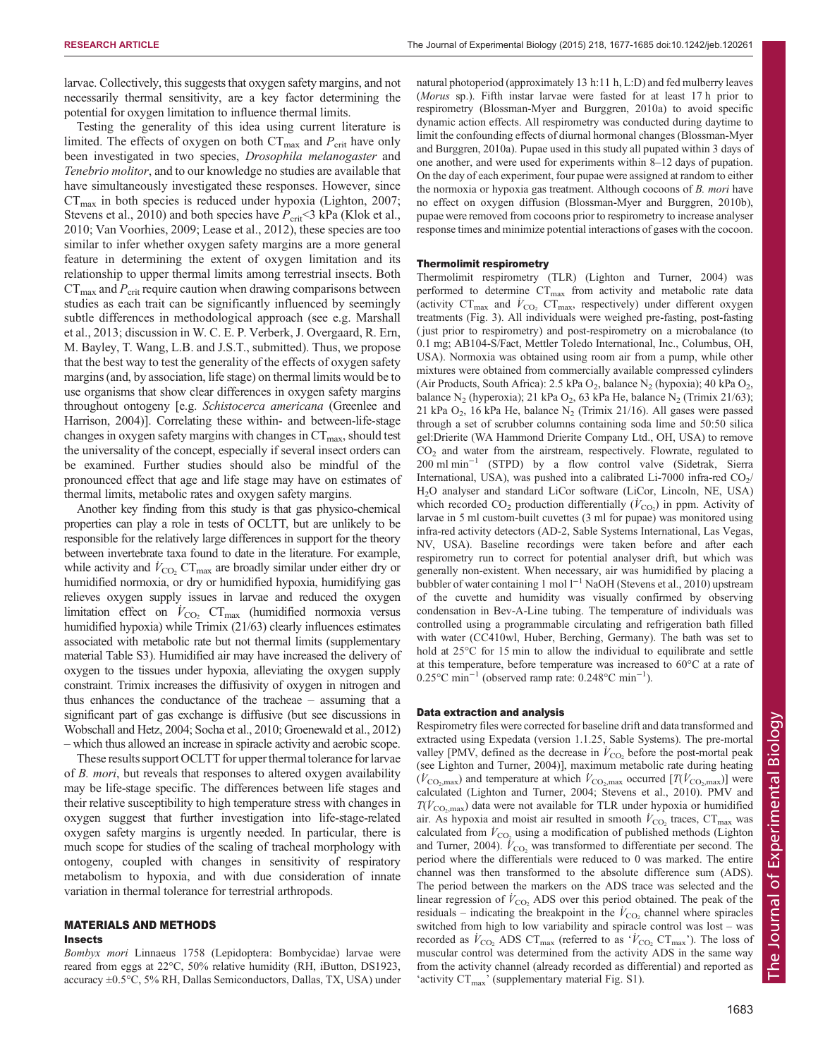larvae. Collectively, this suggests that oxygen safety margins, and not necessarily thermal sensitivity, are a key factor determining the potential for oxygen limitation to influence thermal limits.

Testing the generality of this idea using current literature is limited. The effects of oxygen on both $CT_{max}$ and $P_{crit}$ have only been investigated in two species, *Drosophila melanogaster* and *Tenebrio molitor*, and to our knowledge no studies are available that have simultaneously investigated these responses. However, since $CT_{max}$ in both species is reduced under hypoxia (Lighton, 2007; Stevens et al., 2010) and both species have $P_{crit}$<3 kPa (Klok et al., 2010; Van Voorhies, 2009; Lease et al., 2012), these species are too similar to infer whether oxygen safety margins are a more general feature in determining the extent of oxygen limitation and its relationship to upper thermal limits among terrestrial insects. Both $CT_{max}$ and $P_{crit}$ require caution when drawing comparisons between studies as each trait can be significantly influenced by seemingly subtle differences in methodological approach (see e.g. Marshall et al., 2013; discussion in W. C. E. P. Verberk, J. Overgaard, R. Ern, M. Bayley, T. Wang, L.B. and J.S.T., submitted). Thus, we propose that the best way to test the generality of the effects of oxygen safety margins (and, by association, life stage) on thermal limits would be to use organisms that show clear differences in oxygen safety margins throughout ontogeny [e.g. *Schistocerca americana* (Greenlee and Harrison, 2004)]. Correlating these within- and between-life-stage changes in oxygen safety margins with changes in $CT_{max}$, should test the universality of the concept, especially if several insect orders can be examined. Further studies should also be mindful of the pronounced effect that age and life stage may have on estimates of thermal limits, metabolic rates and oxygen safety margins.

Another key finding from this study is that gas physico-chemical properties can play a role in tests of OCLTT, but are unlikely to be responsible for the relatively large differences in support for the theory between invertebrate taxa found to date in the literature. For example, while activity and $\dot{V}_{CO_2}$ $CT_{max}$ are broadly similar under either dry or humidified normoxia, or dry or humidified hypoxia, humidifying gas relieves oxygen supply issues in larvae and reduced the oxygen limitation effect on $\dot{V}_{CO_2}$ $CT_{max}$ (humidified normoxia versus humidified hypoxia) while Trimix (21/63) clearly influences estimates associated with metabolic rate but not thermal limits (supplementary material Table S3). Humidified air may have increased the delivery of oxygen to the tissues under hypoxia, alleviating the oxygen supply constraint. Trimix increases the diffusivity of oxygen in nitrogen and thus enhances the conductance of the tracheae – assuming that a significant part of gas exchange is diffusive (but see discussions in Wobschall and Hetz, 2004; Socha et al., 2010; Groenewald et al., 2012) – which thus allowed an increase in spiracle activity and aerobic scope.

These results support OCLTT for upper thermal tolerance for larvae of *B. mori*, but reveals that responses to altered oxygen availability may be life-stage specific. The differences between life stages and their relative susceptibility to high temperature stress with changes in oxygen suggest that further investigation into life-stage-related oxygen safety margins is urgently needed. In particular, there is much scope for studies of the scaling of tracheal morphology with ontogeny, coupled with changes in sensitivity of respiratory metabolism to hypoxia, and with due consideration of innate variation in thermal tolerance for terrestrial arthropods.

## MATERIALS AND METHODS

### Insects

*Bombyx mori* Linnaeus 1758 (Lepidoptera: Bombycidae) larvae were reared from eggs at 22°C, 50% relative humidity (RH, iButton, DS1923, accuracy ±0.5°C, 5% RH, Dallas Semiconductors, Dallas, TX, USA) under natural photoperiod (approximately 13 h:11 h, L:D) and fed mulberry leaves (*Morus* sp.). Fifth instar larvae were fasted for at least 17 h prior to respirometry (Blossman-Myer and Burggren, 2010a) to avoid specific dynamic action effects. All respirometry was conducted during daytime to limit the confounding effects of diurnal hormonal changes (Blossman-Myer and Burggren, 2010a). Pupae used in this study all pupated within 3 days of one another, and were used for experiments within 8–12 days of pupation. On the day of each experiment, four pupae were assigned at random to either the normoxia or hypoxia gas treatment. Although cocoons of *B. mori* have no effect on oxygen diffusion (Blossman-Myer and Burggren, 2010b), pupae were removed from cocoons prior to respirometry to increase analyser response times and minimize potential interactions of gases with the cocoon.

### Thermolimit respirometry

Thermolimit respirometry (TLR) (Lighton and Turner, 2004) was performed to determine $CT_{max}$ from activity and metabolic rate data (activity $CT_{max}$ and $\dot{V}_{CO_2}$ $CT_{max}$, respectively) under different oxygen treatments (Fig. 3). All individuals were weighed pre-fasting, post-fasting (just prior to respirometry) and post-respirometry on a microbalance (to 0.1 mg; AB104-S/Fact, Mettler Toledo International, Inc., Columbus, OH, USA). Normoxia was obtained using room air from a pump, while other mixtures were obtained from commercially available compressed cylinders (Air Products, South Africa): 2.5 kPa $O_2$, balance $N_2$ (hypoxia); 40 kPa $O_2$, balance $N_2$ (hyperoxia); 21 kPa $O_2$, 63 kPa He, balance $N_2$ (Trimix 21/63); 21 kPa $O_2$, 16 kPa He, balance $N_2$ (Trimix 21/16). All gases were passed through a set of scrubber columns containing soda lime and 50:50 silica gel:Drierite (WA Hammond Drierite Company Ltd., OH, USA) to remove $CO_2$ and water from the airstream, respectively. Flowrate, regulated to 200 ml $min^{-1}$ (STPD) by a flow control valve (Sidetrak, Sierra International, USA), was pushed into a calibrated Li-7000 infra-red $CO_2$/$H_2O$ analyser and standard LiCor software (LiCor, Lincoln, NE, USA) which recorded $CO_2$ production differentially ($\dot{V}_{CO_2}$) in ppm. Activity of larvae in 5 ml custom-built cuvettes (3 ml for pupae) was monitored using infra-red activity detectors (AD-2, Sable Systems International, Las Vegas, NV, USA). Baseline recordings were taken before and after each respirometry run to correct for potential analyser drift, but which was generally non-existent. When necessary, air was humidified by placing a bubbler of water containing 1 mol $l^{-1}$ NaOH (Stevens et al., 2010) upstream of the cuvette and humidity was visually confirmed by observing condensation in Bev-A-Line tubing. The temperature of individuals was controlled using a programmable circulating and refrigeration bath filled with water (CC410wl, Huber, Berching, Germany). The bath was set to hold at 25°C for 15 min to allow the individual to equilibrate and settle at this temperature, before temperature was increased to 60°C at a rate of 0.25°C $min^{-1}$ (observed ramp rate: 0.248°C $min^{-1}$).

### Data extraction and analysis

Respirometry files were corrected for baseline drift and data transformed and extracted using Expedata (version 1.1.25, Sable Systems). The pre-mortal valley [PMV, defined as the decrease in $\dot{V}_{CO_2}$ before the post-mortal peak (see Lighton and Turner, 2004)], maximum metabolic rate during heating ($\dot{V}_{CO_2,max}$) and temperature at which $\dot{V}_{CO_2,max}$ occurred [$T(\dot{V}_{CO_2,max})$] were calculated (Lighton and Turner, 2004; Stevens et al., 2010). PMV and $T(\dot{V}_{CO_2,max})$ data were not available for TLR under hypoxia or humidified air. As hypoxia and moist air resulted in smooth $\dot{V}_{CO_2}$ traces, $CT_{max}$ was calculated from $\dot{V}_{CO_2}$ using a modification of published methods (Lighton and Turner, 2004). $\dot{V}_{CO_2}$ was transformed to differentiate per second. The period where the differentials were reduced to 0 was marked. The entire channel was then transformed to the absolute difference sum (ADS). The period between the markers on the ADS trace was selected and the linear regression of $\dot{V}_{CO_2}$ ADS over this period obtained. The peak of the residuals – indicating the breakpoint in the $\dot{V}_{CO_2}$ channel where spiracles switched from high to low variability and spiracle control was lost – was recorded as $\dot{V}_{CO_2}$ ADS $CT_{max}$ (referred to as '$\dot{V}_{CO_2}$ $CT_{max}$'). The loss of muscular control was determined from the activity ADS in the same way from the activity channel (already recorded as differential) and reported as 'activity $CT_{max}$' (supplementary material Fig. S1).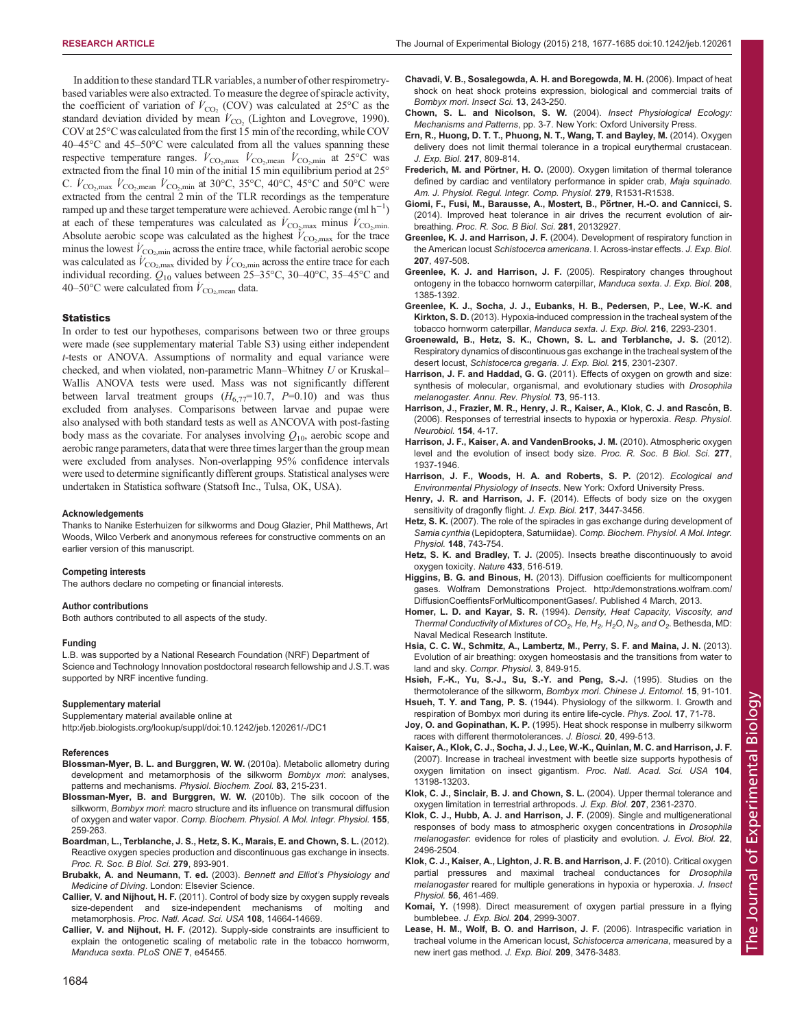In addition to these standard TLR variables, a number of other respirometry-based variables were also extracted. To measure the degree of spiracle activity, the coefficient of variation of $\dot{V}_{CO_2}$ (COV) was calculated at 25°C as the standard deviation divided by mean $\dot{V}_{CO_2}$ (Lighton and Lovegrove, 1990). COV at 25°C was calculated from the first 15 min of the recording, while COV 40–45°C and 45–50°C were calculated from all the values spanning these respective temperature ranges. $\dot{V}_{CO_2,max}$ $\dot{V}_{CO_2,mean}$ $\dot{V}_{CO_2,min}$ at 25°C was extracted from the final 10 min of the initial 15 min equilibrium period at 25°C. $\dot{V}_{CO_2,max}$ $\dot{V}_{CO_2,mean}$ $\dot{V}_{CO_2,min}$ at 30°C, 35°C, 40°C, 45°C and 50°C were extracted from the central 2 min of the TLR recordings as the temperature ramped up and these target temperature were achieved. Aerobic range (ml $h^{-1}$) at each of these temperatures was calculated as $\dot{V}_{CO_2,max}$ minus $\dot{V}_{CO_2,min}$. Absolute aerobic scope was calculated as the highest $\dot{V}_{CO_2,max}$ for the trace minus the lowest $\dot{V}_{CO_2,min}$ across the entire trace, while factorial aerobic scope was calculated as $\dot{V}_{CO_2,max}$ divided by $\dot{V}_{CO_2,min}$ across the entire trace for each individual recording. $Q_{10}$ values between 25–35°C, 30–40°C, 35–45°C and 40–50°C were calculated from $\dot{V}_{CO_2,mean}$ data.

### Statistics

In order to test our hypotheses, comparisons between two or three groups were made (see supplementary material Table S3) using either independent *t*-tests or ANOVA. Assumptions of normality and equal variance were checked, and when violated, non-parametric Mann–Whitney *U* or Kruskal–Wallis ANOVA tests were used. Mass was not significantly different between larval treatment groups ($H_{6,77}$=10.7, *P*=0.10) and was thus excluded from analyses. Comparisons between larvae and pupae were also analysed with both standard tests as well as ANCOVA with post-fasting body mass as the covariate. For analyses involving $Q_{10}$, aerobic scope and aerobic range parameters, data that were three times larger than the group mean were excluded from analyses. Non-overlapping 95% confidence intervals were used to determine significantly different groups. Statistical analyses were undertaken in Statistica software (Statsoft Inc., Tulsa, OK, USA).

#### Acknowledgements
Thanks to Nanike Esterhuizen for silkworms and Doug Glazier, Phil Matthews, Art Woods, Wilco Verberk and anonymous referees for constructive comments on an earlier version of this manuscript.

#### Competing interests
The authors declare no competing or financial interests.

#### Author contributions
Both authors contributed to all aspects of the study.

#### Funding
L.B. was supported by a National Research Foundation (NRF) Department of Science and Technology Innovation postdoctoral research fellowship and J.S.T. was supported by NRF incentive funding.

#### Supplementary material
Supplementary material available online at http://jeb.biologists.org/lookup/suppl/doi:10.1242/jeb.120261/-/DC1

#### References

**Blossman-Myer, B. L. and Burggren, W. W.** (2010a). Metabolic allometry during development and metamorphosis of the silkworm *Bombyx mori*: analyses, patterns and mechanisms. *Physiol. Biochem. Zool.* **83**, 215-231.

**Blossman-Myer, B. and Burggren, W. W.** (2010b). The silk cocoon of the silkworm, *Bombyx mori*: macro structure and its influence on transmural diffusion of oxygen and water vapor. *Comp. Biochem. Physiol. A Mol. Integr. Physiol.* **155**, 259-263.

**Boardman, L., Terblanche, J. S., Hetz, S. K., Marais, E. and Chown, S. L.** (2012). Reactive oxygen species production and discontinuous gas exchange in insects. *Proc. R. Soc. B Biol. Sci.* **279**, 893-901.

**Brubakk, A. and Neumann, T. ed.** (2003). *Bennett and Elliot's Physiology and Medicine of Diving*. London: Elsevier Science.

**Callier, V. and Nijhout, H. F.** (2011). Control of body size by oxygen supply reveals size-dependent and size-independent mechanisms of molting and metamorphosis. *Proc. Natl. Acad. Sci. USA* **108**, 14664-14669.

**Callier, V. and Nijhout, H. F.** (2012). Supply-side constraints are insufficient to explain the ontogenetic scaling of metabolic rate in the tobacco hornworm, *Manduca sexta*. *PLoS ONE* **7**, e45455.

**Chavadi, V. B., Sosalegowda, A. H. and Boregowda, M. H.** (2006). Impact of heat shock on heat shock proteins expression, biological and commercial traits of *Bombyx mori*. *Insect Sci.* **13**, 243-250.

**Chown, S. L. and Nicolson, S. W.** (2004). *Insect Physiological Ecology: Mechanisms and Patterns*, pp. 3-7. New York: Oxford University Press.

**Ern, R., Huong, D. T. T., Phuong, N. T., Wang, T. and Bayley, M.** (2014). Oxygen delivery does not limit thermal tolerance in a tropical eurythermal crustacean. *J. Exp. Biol.* **217**, 809-814.

**Frederich, M. and Pörtner, H. O.** (2000). Oxygen limitation of thermal tolerance defined by cardiac and ventilatory performance in spider crab, *Maja squinado*. *Am. J. Physiol. Regul. Integr. Comp. Physiol.* **279**, R1531-R1538.

**Giomi, F., Fusi, M., Barausse, A., Mostert, B., Pörtner, H.-O. and Cannicci, S.** (2014). Improved heat tolerance in air drives the recurrent evolution of air-breathing. *Proc. R. Soc. B Biol. Sci.* **281**, 20132927.

**Greenlee, K. J. and Harrison, J. F.** (2004). Development of respiratory function in the American locust *Schistocerca americana*. I. Across-instar effects. *J. Exp. Biol.* **207**, 497-508.

**Greenlee, K. J. and Harrison, J. F.** (2005). Respiratory changes throughout ontogeny in the tobacco hornworm caterpillar, *Manduca sexta*. *J. Exp. Biol.* **208**, 1385-1392.

**Greenlee, K. J., Socha, J. J., Eubanks, H. B., Pedersen, P., Lee, W.-K. and Kirkton, S. D.** (2013). Hypoxia-induced compression in the tracheal system of the tobacco hornworm caterpillar, *Manduca sexta*. *J. Exp. Biol.* **216**, 2293-2301.

**Groenewald, B., Hetz, S. K., Chown, S. L. and Terblanche, J. S.** (2012). Respiratory dynamics of discontinuous gas exchange in the tracheal system of the desert locust, *Schistocerca gregaria*. *J. Exp. Biol.* **215**, 2301-2307.

**Harrison, J. F. and Haddad, G. G.** (2011). Effects of oxygen on growth and size: synthesis of molecular, organismal, and evolutionary studies with *Drosophila melanogaster*. *Annu. Rev. Physiol.* **73**, 95-113.

**Harrison, J., Frazier, M. R., Henry, J. R., Kaiser, A., Klok, C. J. and Rascón, B.** (2006). Responses of terrestrial insects to hypoxia or hyperoxia. *Resp. Physiol. Neurobiol.* **154**, 4-17.

**Harrison, J. F., Kaiser, A. and VandenBrooks, J. M.** (2010). Atmospheric oxygen level and the evolution of insect body size. *Proc. R. Soc. B Biol. Sci.* **277**, 1937-1946.

**Harrison, J. F., Woods, H. A. and Roberts, S. P.** (2012). *Ecological and Environmental Physiology of Insects*. New York: Oxford University Press.

**Henry, J. R. and Harrison, J. F.** (2014). Effects of body size on the oxygen sensitivity of dragonfly flight. *J. Exp. Biol.* **217**, 3447-3456.

**Hetz, S. K.** (2007). The role of the spiracles in gas exchange during development of *Samia cynthia* (Lepidoptera, Saturniidae). *Comp. Biochem. Physiol. A Mol. Integr. Physiol.* **148**, 743-754.

**Hetz, S. K. and Bradley, T. J.** (2005). Insects breathe discontinuously to avoid oxygen toxicity. *Nature* **433**, 516-519.

**Higgins, B. G. and Binous, H.** (2013). Diffusion coefficients for multicomponent gases. Wolfram Demonstrations Project. http://demonstrations.wolfram.com/DiffusionCoeffientsForMulticomponentGases/. Published 4 March, 2013.

**Homer, L. D. and Kayar, S. R.** (1994). *Density, Heat Capacity, Viscosity, and Thermal Conductivity of Mixtures of $CO_2$, He, $H_2$, $H_2O$, $N_2$, and $O_2$*. Bethesda, MD: Naval Medical Research Institute.

**Hsia, C. C. W., Schmitz, A., Lambertz, M., Perry, S. F. and Maina, J. N.** (2013). Evolution of air breathing: oxygen homeostasis and the transitions from water to land and sky. *Compr. Physiol.* **3**, 849-915.

**Hsieh, F.-K., Yu, S.-J., Su, S.-Y. and Peng, S.-J.** (1995). Studies on the thermotolerance of the silkworm, *Bombyx mori*. *Chinese J. Entomol.* **15**, 91-101.

**Hsueh, T. Y. and Tang, P. S.** (1944). Physiology of the silkworm. I. Growth and respiration of Bombyx mori during its entire life-cycle. *Phys. Zool.* **17**, 71-78.

**Joy, O. and Gopinathan, K. P.** (1995). Heat shock response in mulberry silkworm races with different thermotolerances. *J. Biosci.* **20**, 499-513.

**Kaiser, A., Klok, C. J., Socha, J. J., Lee, W.-K., Quinlan, M. C. and Harrison, J. F.** (2007). Increase in tracheal investment with beetle size supports hypothesis of oxygen limitation on insect gigantism. *Proc. Natl. Acad. Sci. USA* **104**, 13198-13203.

**Klok, C. J., Sinclair, B. J. and Chown, S. L.** (2004). Upper thermal tolerance and oxygen limitation in terrestrial arthropods. *J. Exp. Biol.* **207**, 2361-2370.

**Klok, C. J., Hubb, A. J. and Harrison, J. F.** (2009). Single and multigenerational responses of body mass to atmospheric oxygen concentrations in *Drosophila melanogaster*: evidence for roles of plasticity and evolution. *J. Evol. Biol.* **22**, 2496-2504.

**Klok, C. J., Kaiser, A., Lighton, J. R. B. and Harrison, J. F.** (2010). Critical oxygen partial pressures and maximal tracheal conductances for *Drosophila melanogaster* reared for multiple generations in hypoxia or hyperoxia. *J. Insect Physiol.* **56**, 461-469.

**Komai, Y.** (1998). Direct measurement of oxygen partial pressure in a flying bumblebee. *J. Exp. Biol.* **204**, 2999-3007.

**Lease, H. M., Wolf, B. O. and Harrison, J. F.** (2006). Intraspecific variation in tracheal volume in the American locust, *Schistocerca americana*, measured by a new inert gas method. *J. Exp. Biol.* **209**, 3476-3483.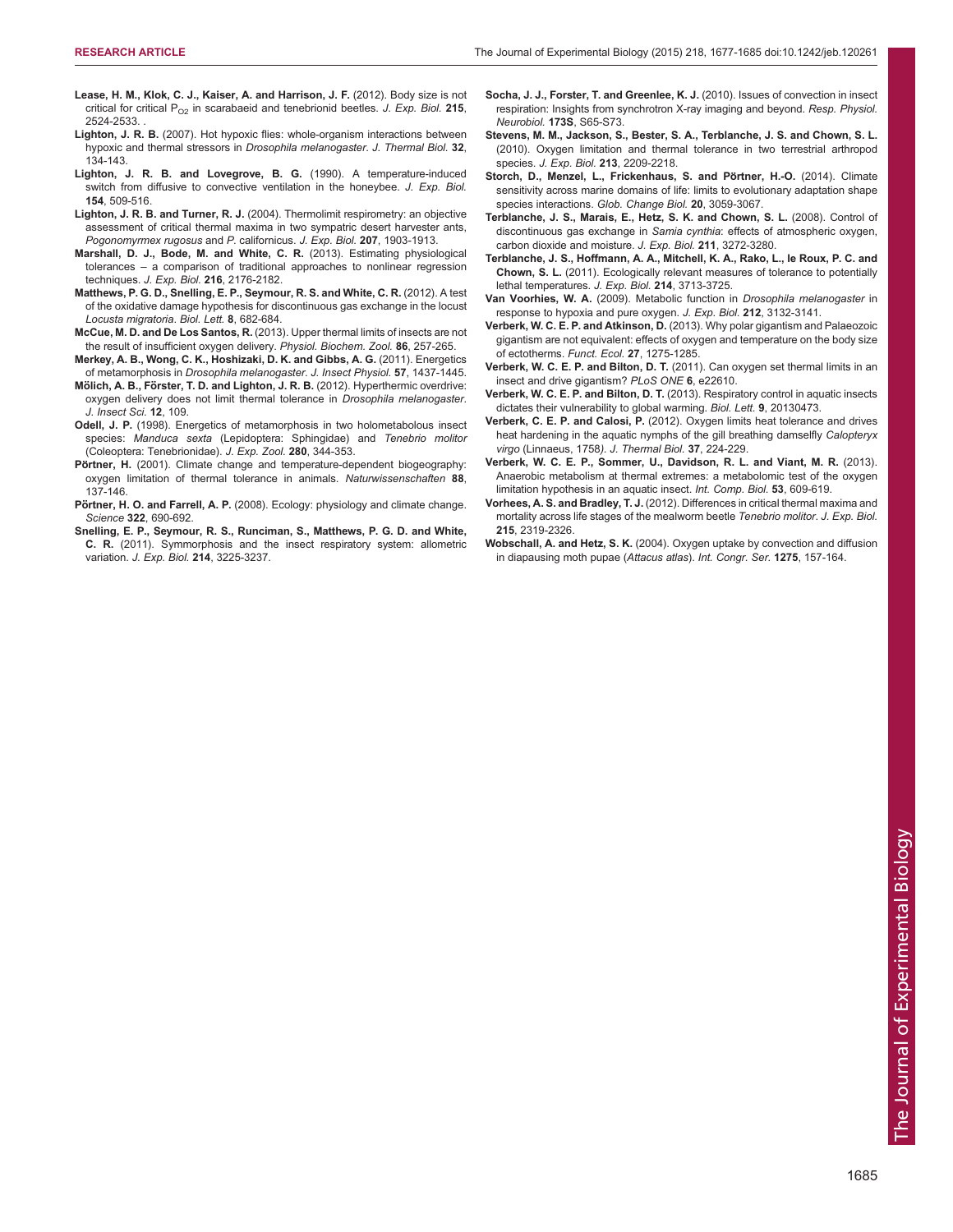**Lease, H. M., Klok, C. J., Kaiser, A. and Harrison, J. F.** (2012). Body size is not critical for critical $P_{O2}$ in scarabaeid and tenebrionid beetles. *J. Exp. Biol.* **215**, 2524-2533. .

**Lighton, J. R. B.** (2007). Hot hypoxic flies: whole-organism interactions between hypoxic and thermal stressors in *Drosophila melanogaster*. *J. Thermal Biol.* **32**, 134-143.

**Lighton, J. R. B. and Lovegrove, B. G.** (1990). A temperature-induced switch from diffusive to convective ventilation in the honeybee. *J. Exp. Biol.* **154**, 509-516.

**Lighton, J. R. B. and Turner, R. J.** (2004). Thermolimit respirometry: an objective assessment of critical thermal maxima in two sympatric desert harvester ants, *Pogonomyrmex rugosus* and *P.* californicus. *J. Exp. Biol.* **207**, 1903-1913.

**Marshall, D. J., Bode, M. and White, C. R.** (2013). Estimating physiological tolerances – a comparison of traditional approaches to nonlinear regression techniques. *J. Exp. Biol.* **216**, 2176-2182.

**Matthews, P. G. D., Snelling, E. P., Seymour, R. S. and White, C. R.** (2012). A test of the oxidative damage hypothesis for discontinuous gas exchange in the locust *Locusta migratoria*. *Biol. Lett.* **8**, 682-684.

**McCue, M. D. and De Los Santos, R.** (2013). Upper thermal limits of insects are not the result of insufficient oxygen delivery. *Physiol. Biochem. Zool.* **86**, 257-265.

**Merkey, A. B., Wong, C. K., Hoshizaki, D. K. and Gibbs, A. G.** (2011). Energetics of metamorphosis in *Drosophila melanogaster*. *J. Insect Physiol.* **57**, 1437-1445.

**Mölich, A. B., Förster, T. D. and Lighton, J. R. B.** (2012). Hyperthermic overdrive: oxygen delivery does not limit thermal tolerance in *Drosophila melanogaster*. *J. Insect Sci.* **12**, 109.

**Odell, J. P.** (1998). Energetics of metamorphosis in two holometabolous insect species: *Manduca sexta* (Lepidoptera: Sphingidae) and *Tenebrio molitor* (Coleoptera: Tenebrionidae). *J. Exp. Zool.* **280**, 344-353.

**Pörtner, H.** (2001). Climate change and temperature-dependent biogeography: oxygen limitation of thermal tolerance in animals. *Naturwissenschaften* **88**, 137-146.

**Pörtner, H. O. and Farrell, A. P.** (2008). Ecology: physiology and climate change. *Science* **322**, 690-692.

**Snelling, E. P., Seymour, R. S., Runciman, S., Matthews, P. G. D. and White, C. R.** (2011). Symmorphosis and the insect respiratory system: allometric variation. *J. Exp. Biol.* **214**, 3225-3237.

**Socha, J. J., Forster, T. and Greenlee, K. J.** (2010). Issues of convection in insect respiration: Insights from synchrotron X-ray imaging and beyond. *Resp. Physiol. Neurobiol.* **173S**, S65-S73.

**Stevens, M. M., Jackson, S., Bester, S. A., Terblanche, J. S. and Chown, S. L.** (2010). Oxygen limitation and thermal tolerance in two terrestrial arthropod species. *J. Exp. Biol.* **213**, 2209-2218.

**Storch, D., Menzel, L., Frickenhaus, S. and Pörtner, H.-O.** (2014). Climate sensitivity across marine domains of life: limits to evolutionary adaptation shape species interactions. *Glob. Change Biol.* **20**, 3059-3067.

**Terblanche, J. S., Marais, E., Hetz, S. K. and Chown, S. L.** (2008). Control of discontinuous gas exchange in *Samia cynthia*: effects of atmospheric oxygen, carbon dioxide and moisture. *J. Exp. Biol.* **211**, 3272-3280.

**Terblanche, J. S., Hoffmann, A. A., Mitchell, K. A., Rako, L., le Roux, P. C. and Chown, S. L.** (2011). Ecologically relevant measures of tolerance to potentially lethal temperatures. *J. Exp. Biol.* **214**, 3713-3725.

**Van Voorhies, W. A.** (2009). Metabolic function in *Drosophila melanogaster* in response to hypoxia and pure oxygen. *J. Exp. Biol.* **212**, 3132-3141.

**Verberk, W. C. E. P. and Atkinson, D.** (2013). Why polar gigantism and Palaeozoic gigantism are not equivalent: effects of oxygen and temperature on the body size of ectotherms. *Funct. Ecol.* **27**, 1275-1285.

**Verberk, W. C. E. P. and Bilton, D. T.** (2011). Can oxygen set thermal limits in an insect and drive gigantism? *PLoS ONE* **6**, e22610.

**Verberk, W. C. E. P. and Bilton, D. T.** (2013). Respiratory control in aquatic insects dictates their vulnerability to global warming. *Biol. Lett.* **9**, 20130473.

**Verberk, C. E. P. and Calosi, P.** (2012). Oxygen limits heat tolerance and drives heat hardening in the aquatic nymphs of the gill breathing damselfly *Calopteryx virgo* (Linnaeus, 1758*). J. Thermal Biol.* **37**, 224-229.

**Verberk, W. C. E. P., Sommer, U., Davidson, R. L. and Viant, M. R.** (2013). Anaerobic metabolism at thermal extremes: a metabolomic test of the oxygen limitation hypothesis in an aquatic insect. *Int. Comp. Biol.* **53**, 609-619.

**Vorhees, A. S. and Bradley, T. J.** (2012). Differences in critical thermal maxima and mortality across life stages of the mealworm beetle *Tenebrio molitor*. *J. Exp. Biol.* **215**, 2319-2326.

**Wobschall, A. and Hetz, S. K.** (2004). Oxygen uptake by convection and diffusion in diapausing moth pupae (*Attacus atlas*). *Int. Congr. Ser.* **1275**, 157-164.